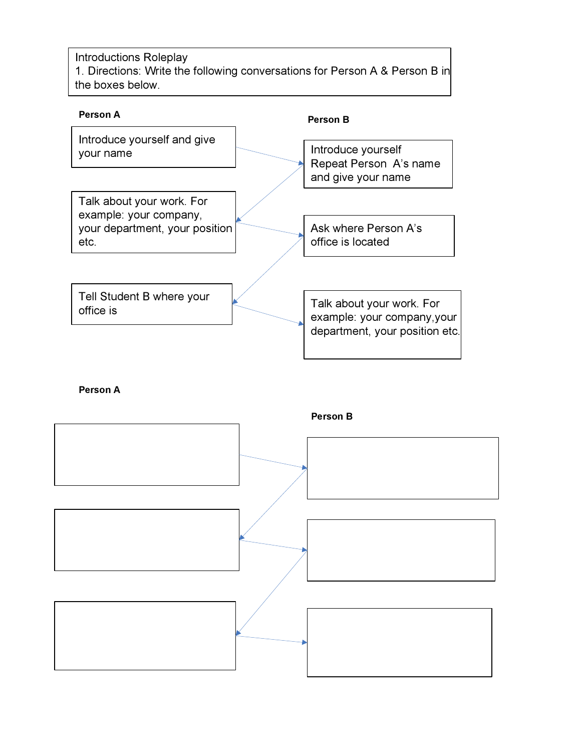Introductions Roleplay

1. Directions: Write the following conversations for Person A & Person B in the boxes below.

**Person A**

Introduce yourself and give your name

**Person B**

Introduce yourself
Repeat Person A's name and give your name

**Person A**

Talk about your work. For example: your company, your department, your position etc.

**Person B**

Ask where Person A's office is located

**Person A**

Tell Student B where your office is

**Person B**

Talk about your work. For example: your company, your department, your position etc.

**Person A**

**Person B**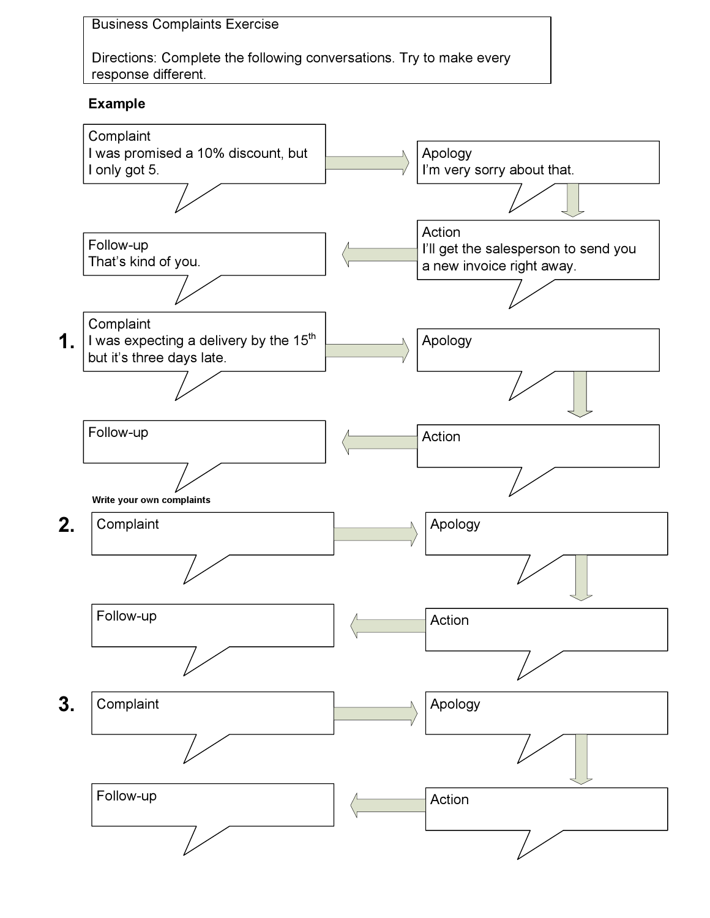Business Complaints Exercise

Directions: Complete the following conversations. Try to make every response different.

**Example**

Complaint
I was promised a 10% discount, but I only got 5.

Apology
I'm very sorry about that.

Action
I'll get the salesperson to send you a new invoice right away.

Follow-up
That's kind of you.

**1.**

Complaint
I was expecting a delivery by the 15th but it's three days late.

Apology

Action

Follow-up

**Write your own complaints**

**2.**

Complaint

Apology

Action

Follow-up

**3.**

Complaint

Apology

Action

Follow-up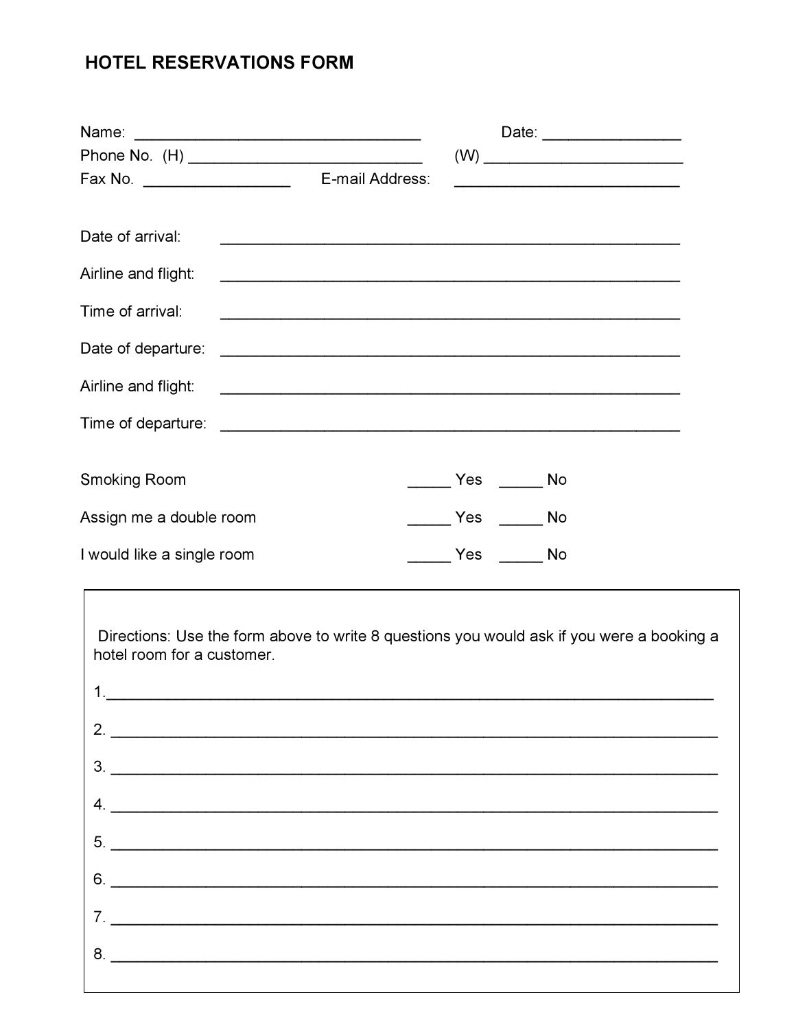# HOTEL RESERVATIONS FORM

Name: ________________________________ Date: _______________

Phone No. (H) ____________________________ (W) _______________________

Fax No. ________________ E-mail Address: _________________________

Date of arrival: ______________________________________________

Airline and flight: ______________________________________________

Time of arrival: ______________________________________________

Date of departure: ______________________________________________

Airline and flight: ______________________________________________

Time of departure: ______________________________________________

Smoking Room _____ Yes _____ No

Assign me a double room _____ Yes _____ No

I would like a single room _____ Yes _____ No

Directions: Use the form above to write 8 questions you would ask if you were a booking a hotel room for a customer.

1.______________________________________________________________

2. ______________________________________________________________

3. ______________________________________________________________

4. ______________________________________________________________

5. ______________________________________________________________

6. ______________________________________________________________

7. ______________________________________________________________

8. ______________________________________________________________